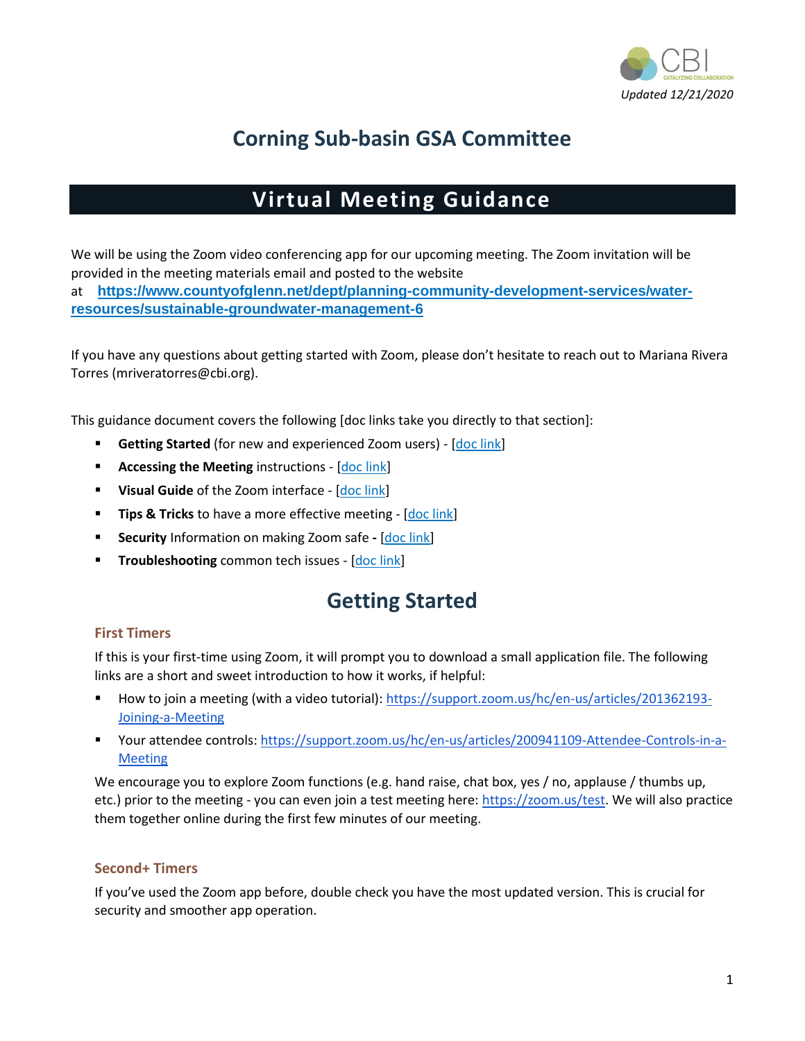*Updated 12/21/2020*

# Corning Sub-basin GSA Committee

## Virtual Meeting Guidance

We will be using the Zoom video conferencing app for our upcoming meeting. The Zoom invitation will be provided in the meeting materials email and posted to the website at **https://www.countyofglenn.net/dept/planning-community-development-services/water-resources/sustainable-groundwater-management-6**

If you have any questions about getting started with Zoom, please don't hesitate to reach out to Mariana Rivera Torres (mriveratorres@cbi.org).

This guidance document covers the following [doc links take you directly to that section]:

- **Getting Started** (for new and experienced Zoom users) - [doc link]
- **Accessing the Meeting** instructions - [doc link]
- **Visual Guide** of the Zoom interface - [doc link]
- **Tips & Tricks** to have a more effective meeting - [doc link]
- **Security** Information on making Zoom safe **-** [doc link]
- **Troubleshooting** common tech issues - [doc link]

## Getting Started

### First Timers

If this is your first-time using Zoom, it will prompt you to download a small application file. The following links are a short and sweet introduction to how it works, if helpful:

- How to join a meeting (with a video tutorial): https://support.zoom.us/hc/en-us/articles/201362193-Joining-a-Meeting
- Your attendee controls: https://support.zoom.us/hc/en-us/articles/200941109-Attendee-Controls-in-a-Meeting

We encourage you to explore Zoom functions (e.g. hand raise, chat box, yes / no, applause / thumbs up, etc.) prior to the meeting - you can even join a test meeting here: https://zoom.us/test. We will also practice them together online during the first few minutes of our meeting.

### Second+ Timers

If you've used the Zoom app before, double check you have the most updated version. This is crucial for security and smoother app operation.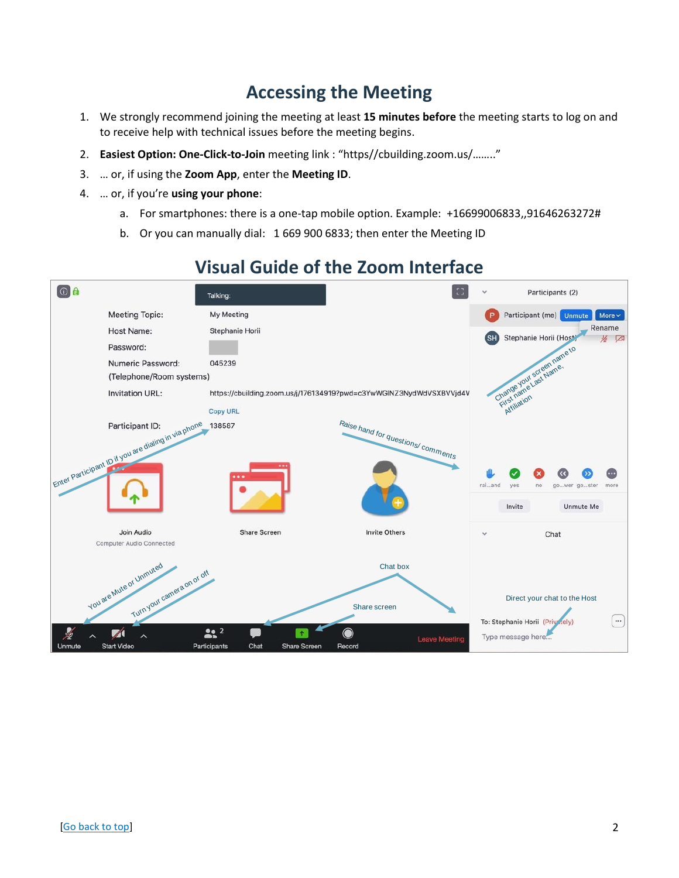# Accessing the Meeting

1. We strongly recommend joining the meeting at least **15 minutes before** the meeting starts to log on and to receive help with technical issues before the meeting begins.
2. **Easiest Option: One-Click-to-Join** meeting link : "https//cbuilding.zoom.us/……."
3. … or, if using the **Zoom App**, enter the **Meeting ID**.
4. … or, if you're **using your phone**:
   a. For smartphones: there is a one-tap mobile option. Example: +16699006833,,91646263272#
   b. Or you can manually dial: 1 669 900 6833; then enter the Meeting ID

# Visual Guide of the Zoom Interface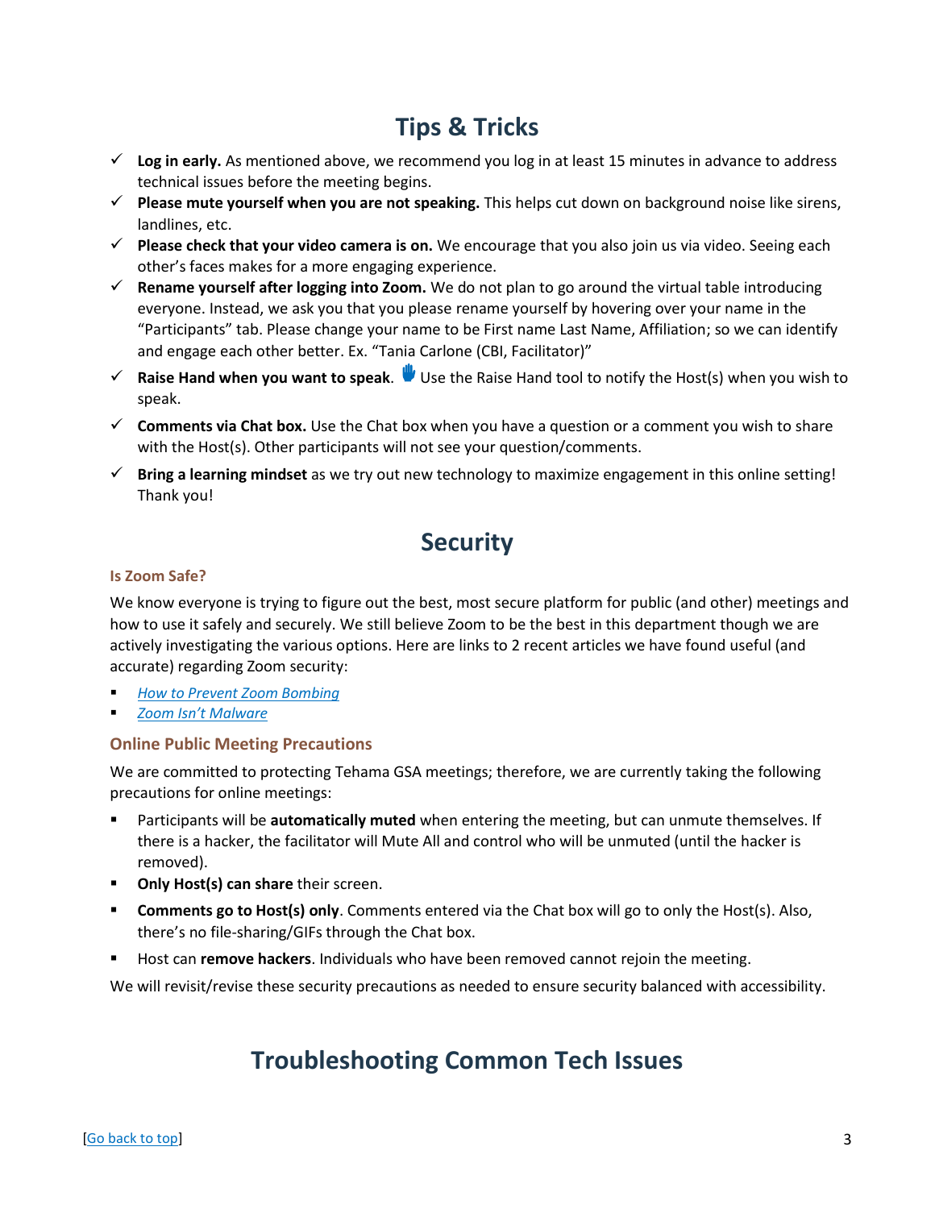# Tips & Tricks

- ✓ **Log in early.** As mentioned above, we recommend you log in at least 15 minutes in advance to address technical issues before the meeting begins.
- ✓ **Please mute yourself when you are not speaking.** This helps cut down on background noise like sirens, landlines, etc.
- ✓ **Please check that your video camera is on.** We encourage that you also join us via video. Seeing each other's faces makes for a more engaging experience.
- ✓ **Rename yourself after logging into Zoom.** We do not plan to go around the virtual table introducing everyone. Instead, we ask you that you please rename yourself by hovering over your name in the "Participants" tab. Please change your name to be First name Last Name, Affiliation; so we can identify and engage each other better. Ex. "Tania Carlone (CBI, Facilitator)"
- ✓ **Raise Hand when you want to speak**. ✋ Use the Raise Hand tool to notify the Host(s) when you wish to speak.
- ✓ **Comments via Chat box.** Use the Chat box when you have a question or a comment you wish to share with the Host(s). Other participants will not see your question/comments.
- ✓ **Bring a learning mindset** as we try out new technology to maximize engagement in this online setting! Thank you!

# Security

### Is Zoom Safe?

We know everyone is trying to figure out the best, most secure platform for public (and other) meetings and how to use it safely and securely. We still believe Zoom to be the best in this department though we are actively investigating the various options. Here are links to 2 recent articles we have found useful (and accurate) regarding Zoom security:

- *How to Prevent Zoom Bombing*
- *Zoom Isn't Malware*

### Online Public Meeting Precautions

We are committed to protecting Tehama GSA meetings; therefore, we are currently taking the following precautions for online meetings:

- Participants will be **automatically muted** when entering the meeting, but can unmute themselves. If there is a hacker, the facilitator will Mute All and control who will be unmuted (until the hacker is removed).
- **Only Host(s) can share** their screen.
- **Comments go to Host(s) only**. Comments entered via the Chat box will go to only the Host(s). Also, there's no file-sharing/GIFs through the Chat box.
- Host can **remove hackers**. Individuals who have been removed cannot rejoin the meeting.

We will revisit/revise these security precautions as needed to ensure security balanced with accessibility.

# Troubleshooting Common Tech Issues

[Go back to top]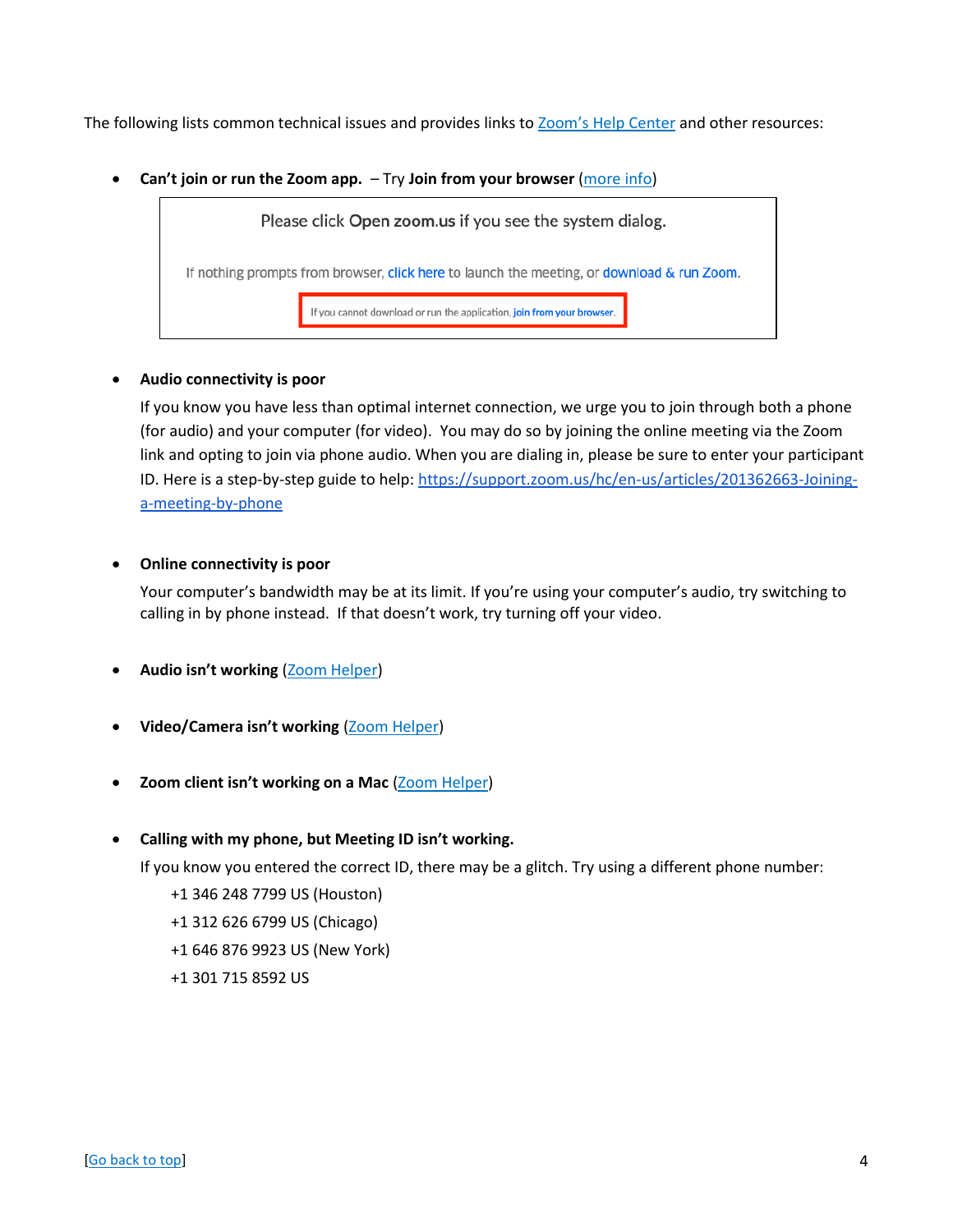The following lists common technical issues and provides links to [Zoom's Help Center] and other resources:

- **Can't join or run the Zoom app.** – Try **Join from your browser** ([more info])

  Please click **Open zoom.us** if you see the system dialog.

  If nothing prompts from browser, click here to launch the meeting, or download & run Zoom.

  If you cannot download or run the application, join from your browser.

- **Audio connectivity is poor**

  If you know you have less than optimal internet connection, we urge you to join through both a phone (for audio) and your computer (for video). You may do so by joining the online meeting via the Zoom link and opting to join via phone audio. When you are dialing in, please be sure to enter your participant ID. Here is a step-by-step guide to help: https://support.zoom.us/hc/en-us/articles/201362663-Joining-a-meeting-by-phone

- **Online connectivity is poor**

  Your computer's bandwidth may be at its limit. If you're using your computer's audio, try switching to calling in by phone instead. If that doesn't work, try turning off your video.

- **Audio isn't working** ([Zoom Helper])

- **Video/Camera isn't working** ([Zoom Helper])

- **Zoom client isn't working on a Mac** ([Zoom Helper])

- **Calling with my phone, but Meeting ID isn't working.**

  If you know you entered the correct ID, there may be a glitch. Try using a different phone number:

  +1 346 248 7799 US (Houston)

  +1 312 626 6799 US (Chicago)

  +1 646 876 9923 US (New York)

  +1 301 715 8592 US

[Go back to top]